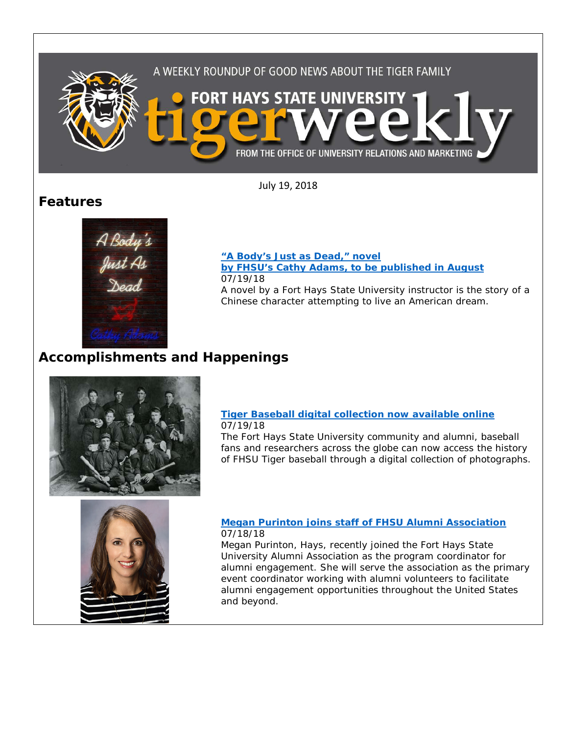A WEEKLY ROUNDUP OF GOOD NEWS ABOUT THE TIGER FAMILY

# FORT HAYS STATE UNIVERSITY tigerweekly

FROM THE OFFICE OF UNIVERSITY RELATIONS AND MARKETING

July 19, 2018

## Features

**"A Body's Just as Dead," novel by FHSU's Cathy Adams, to be published in August**
07/19/18
A novel by a Fort Hays State University instructor is the story of a Chinese character attempting to live an American dream.

## Accomplishments and Happenings

**Tiger Baseball digital collection now available online**
07/19/18
The Fort Hays State University community and alumni, baseball fans and researchers across the globe can now access the history of FHSU Tiger baseball through a digital collection of photographs.

**Megan Purinton joins staff of FHSU Alumni Association**
07/18/18
Megan Purinton, Hays, recently joined the Fort Hays State University Alumni Association as the program coordinator for alumni engagement. She will serve the association as the primary event coordinator working with alumni volunteers to facilitate alumni engagement opportunities throughout the United States and beyond.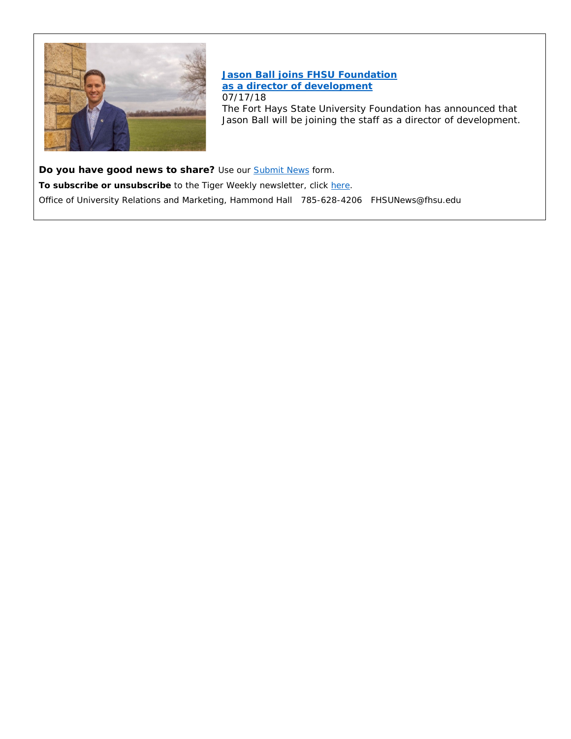**[Jason Ball joins FHSU Foundation as a director of development]**

07/17/18

The Fort Hays State University Foundation has announced that Jason Ball will be joining the staff as a director of development.

**Do you have good news to share?** Use our Submit News form.

**To subscribe or unsubscribe** to the Tiger Weekly newsletter, click here.

Office of University Relations and Marketing, Hammond Hall   785-628-4206   FHSUNews@fhsu.edu